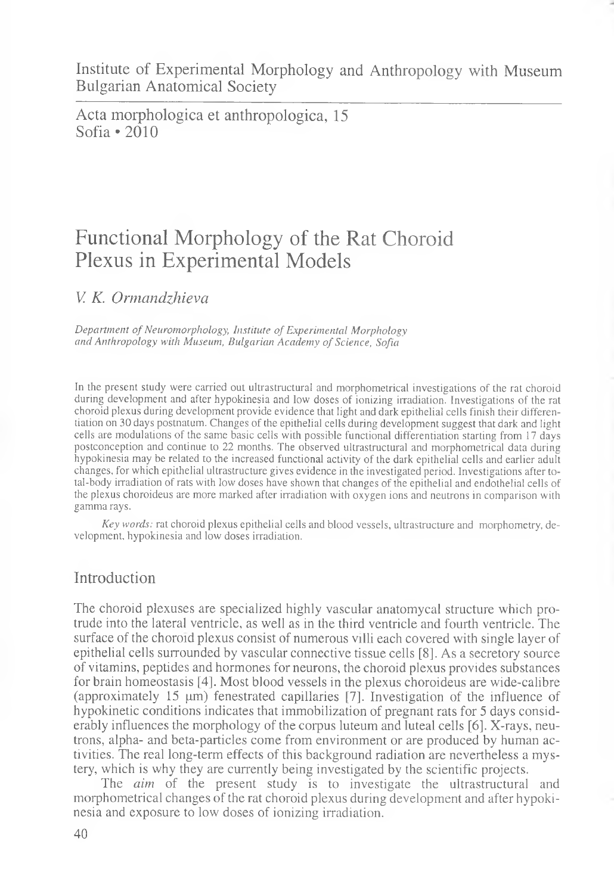Institute of Experimental Morphology and Anthropology with Museum
Bulgarian Anatomical Society

Acta morphologica et anthropologica, 15
Sofia • 2010

# Functional Morphology of the Rat Choroid Plexus in Experimental Models

*V. K. Ormandzhieva*

*Department of Neuromorphology, Institute of Experimental Morphology and Anthropology with Museum, Bulgarian Academy of Science, Sofia*

In the present study were carried out ultrastructural and morphometrical investigations of the rat choroid during development and after hypokinesia and low doses of ionizing irradiation. Investigations of the rat choroid plexus during development provide evidence that light and dark epithelial cells finish their differentiation on 30 days postnatum. Changes of the epithelial cells during development suggest that dark and light cells are modulations of the same basic cells with possible functional differentiation starting from 17 days postconception and continue to 22 months. The observed ultrastructural and morphometrical data during hypokinesia may be related to the increased functional activity of the dark epithelial cells and earlier adult changes, for which epithelial ultrastructure gives evidence in the investigated period. Investigations after total-body irradiation of rats with low doses have shown that changes of the epithelial and endothelial cells of the plexus choroideus are more marked after irradiation with oxygen ions and neutrons in comparison with gamma rays.

*Key words:* rat choroid plexus epithelial cells and blood vessels, ultrastructure and morphometry, development, hypokinesia and low doses irradiation.

## Introduction

The choroid plexuses are specialized highly vascular anatomycal structure which protrude into the lateral ventricle, as well as in the third ventricle and fourth ventricle. The surface of the choroid plexus consist of numerous villi each covered with single layer of epithelial cells surrounded by vascular connective tissue cells [8]. As a secretory source of vitamins, peptides and hormones for neurons, the choroid plexus provides substances for brain homeostasis [4]. Most blood vessels in the plexus choroideus are wide-calibre (approximately 15 μm) fenestrated capillaries [7]. Investigation of the influence of hypokinetic conditions indicates that immobilization of pregnant rats for 5 days considerably influences the morphology of the corpus luteum and luteal cells [6]. X-rays, neutrons, alpha- and beta-particles come from environment or are produced by human activities. The real long-term effects of this background radiation are nevertheless a mystery, which is why they are currently being investigated by the scientific projects.

The *aim* of the present study is to investigate the ultrastructural and morphometrical changes of the rat choroid plexus during development and after hypokinesia and exposure to low doses of ionizing irradiation.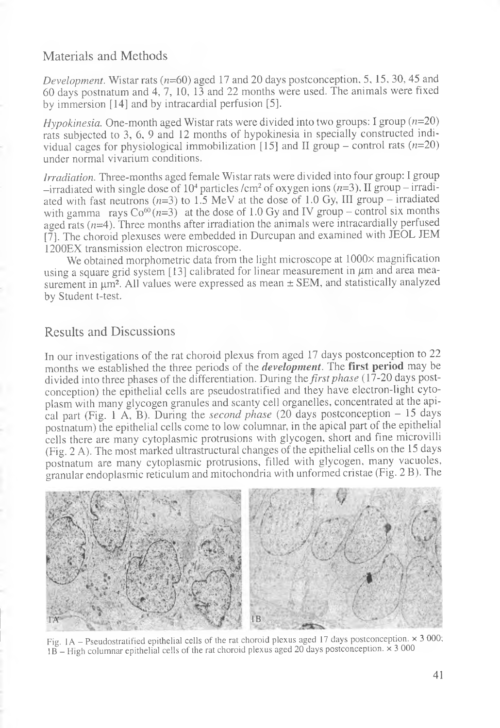## Materials and Methods

*Development.* Wistar rats ($n$=60) aged 17 and 20 days postconception, 5, 15, 30, 45 and 60 days postnatum and 4, 7, 10, 13 and 22 months were used. The animals were fixed by immersion [14] and by intracardial perfusion [5].

*Hypokinesia.* One-month aged Wistar rats were divided into two groups: I group ($n$=20) rats subjected to 3, 6, 9 and 12 months of hypokinesia in specially constructed individual cages for physiological immobilization [15] and II group – control rats ($n$=20) under normal vivarium conditions.

*Irradiation.* Three-months aged female Wistar rats were divided into four group: I group –irradiated with single dose of $10^4$ particles /cm$^2$ of oxygen ions ($n$=3), II group – irradiated with fast neutrons ($n$=3) to 1.5 MeV at the dose of 1.0 Gy, III group – irradiated with gamma rays $Co^{60}$ ($n$=3) at the dose of 1.0 Gy and IV group – control six months aged rats ($n$=4). Three months after irradiation the animals were intracardially perfused [7]. The choroid plexuses were embedded in Durcupan and examined with JEOL JEM 1200EX transmission electron microscope.

We obtained morphometric data from the light microscope at 1000× magnification using a square grid system [13] calibrated for linear measurement in μm and area measurement in μm². All values were expressed as mean ± SEM, and statistically analyzed by Student t-test.

## Results and Discussions

In our investigations of the rat choroid plexus from aged 17 days postconception to 22 months we established the three periods of the ***development***. The **first period** may be divided into three phases of the differentiation. During the *first phase* (17-20 days postconception) the epithelial cells are pseudostratified and they have electron-light cytoplasm with many glycogen granules and scanty cell organelles, concentrated at the apical part (Fig. 1 A, B). During the *second phase* (20 days postconception – 15 days postnatum) the epithelial cells come to low columnar, in the apical part of the epithelial cells there are many cytoplasmic protrusions with glycogen, short and fine microvilli (Fig. 2 A). The most marked ultrastructural changes of the epithelial cells on the 15 days postnatum are many cytoplasmic protrusions, filled with glycogen, many vacuoles, granular endoplasmic reticulum and mitochondria with unformed cristae (Fig. 2 B). The

Fig. 1A – Pseudostratified epithelial cells of the rat choroid plexus aged 17 days postconception. × 3 000; 1B – High columnar epithelial cells of the rat choroid plexus aged 20 days postconception. × 3 000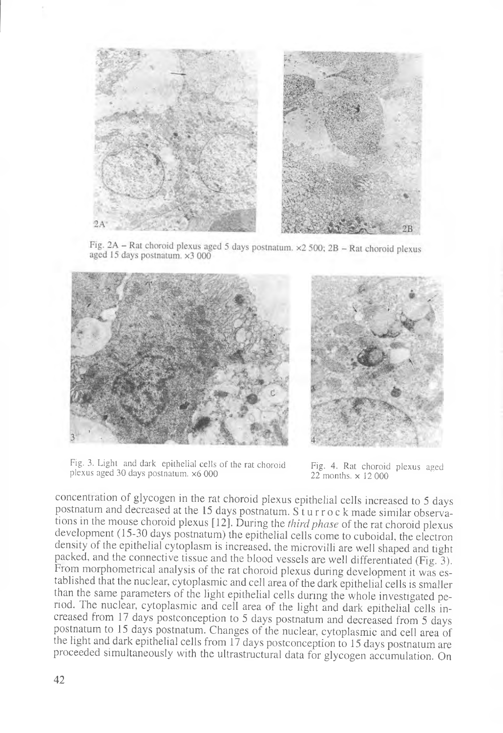Fig. 2A – Rat choroid plexus aged 5 days postnatum. ×2 500; 2B – Rat choroid plexus aged 15 days postnatum. ×3 000

Fig. 3. Light and dark epithelial cells of the rat choroid plexus aged 30 days postnatum. ×6 000

Fig. 4. Rat choroid plexus aged 22 months. × 12 000

concentration of glycogen in the rat choroid plexus epithelial cells increased to 5 days postnatum and decreased at the 15 days postnatum. Sturrock made similar observations in the mouse choroid plexus [12]. During the *third phase* of the rat choroid plexus development (15-30 days postnatum) the epithelial cells come to cuboidal, the electron density of the epithelial cytoplasm is increased, the microvilli are well shaped and tight packed, and the connective tissue and the blood vessels are well differentiated (Fig. 3). From morphometrical analysis of the rat choroid plexus during development it was established that the nuclear, cytoplasmic and cell area of the dark epithelial cells is smaller than the same parameters of the light epithelial cells during the whole investigated period. The nuclear, cytoplasmic and cell area of the light and dark epithelial cells increased from 17 days postconception to 5 days postnatum and decreased from 5 days postnatum to 15 days postnatum. Changes of the nuclear, cytoplasmic and cell area of the light and dark epithelial cells from 17 days postconception to 15 days postnatum are proceeded simultaneously with the ultrastructural data for glycogen accumulation. On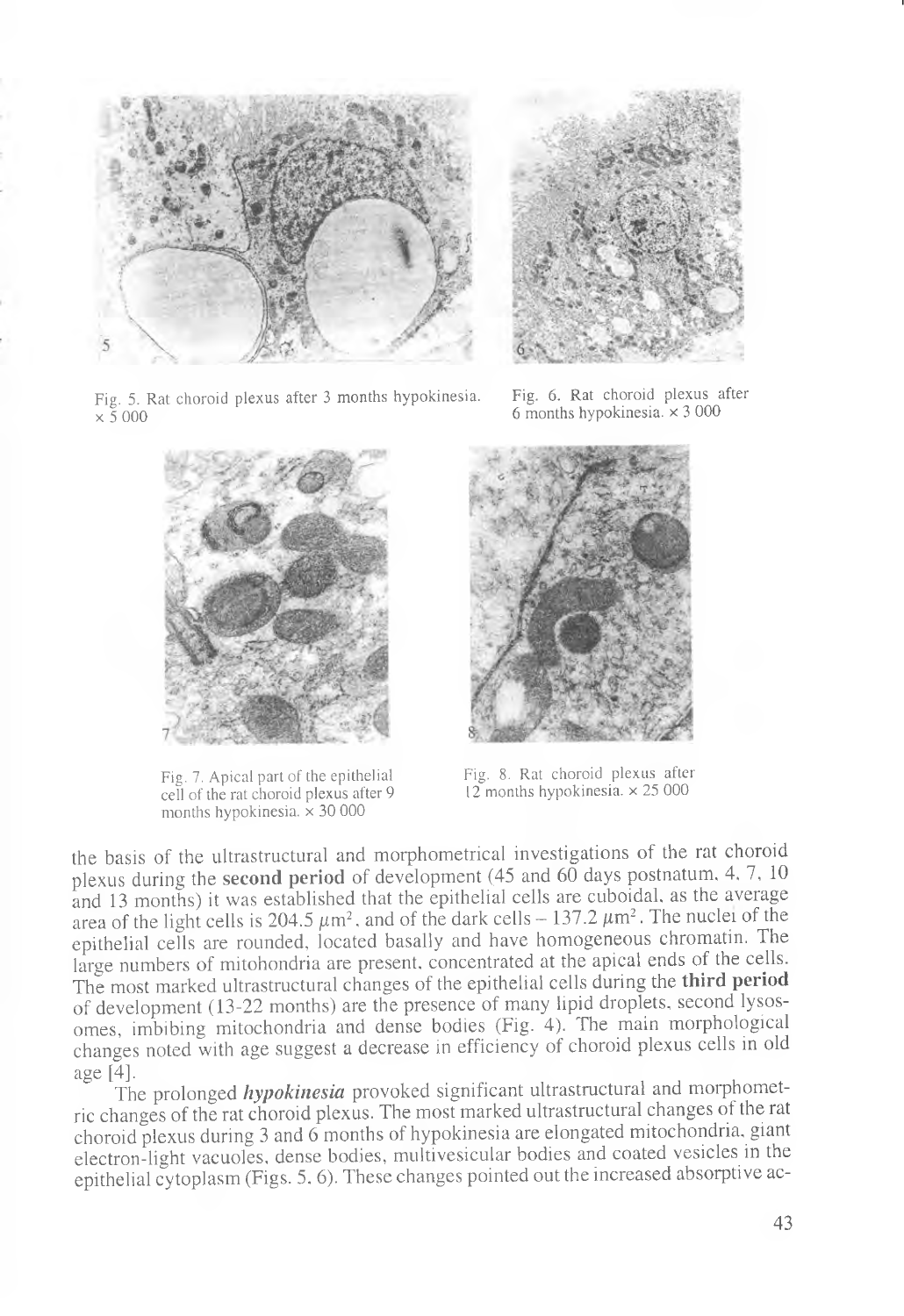Fig. 5. Rat choroid plexus after 3 months hypokinesia. × 5 000

Fig. 6. Rat choroid plexus after 6 months hypokinesia. × 3 000

Fig. 7. Apical part of the epithelial cell of the rat choroid plexus after 9 months hypokinesia. × 30 000

Fig. 8. Rat choroid plexus after 12 months hypokinesia. × 25 000

the basis of the ultrastructural and morphometrical investigations of the rat choroid plexus during the **second period** of development (45 and 60 days postnatum, 4, 7, 10 and 13 months) it was established that the epithelial cells are cuboidal, as the average area of the light cells is 204.5 $\mu m^2$, and of the dark cells – 137.2 $\mu m^2$. The nuclei of the epithelial cells are rounded, located basally and have homogeneous chromatin. The large numbers of mitohondria are present, concentrated at the apical ends of the cells. The most marked ultrastructural changes of the epithelial cells during the **third period** of development (13-22 months) are the presence of many lipid droplets, second lysosomes, imbibing mitochondria and dense bodies (Fig. 4). The main morphological changes noted with age suggest a decrease in efficiency of choroid plexus cells in old age [4].

The prolonged ***hypokinesia*** provoked significant ultrastructural and morphometric changes of the rat choroid plexus. The most marked ultrastructural changes of the rat choroid plexus during 3 and 6 months of hypokinesia are elongated mitochondria, giant electron-light vacuoles, dense bodies, multivesicular bodies and coated vesicles in the epithelial cytoplasm (Figs. 5, 6). These changes pointed out the increased absorptive ac-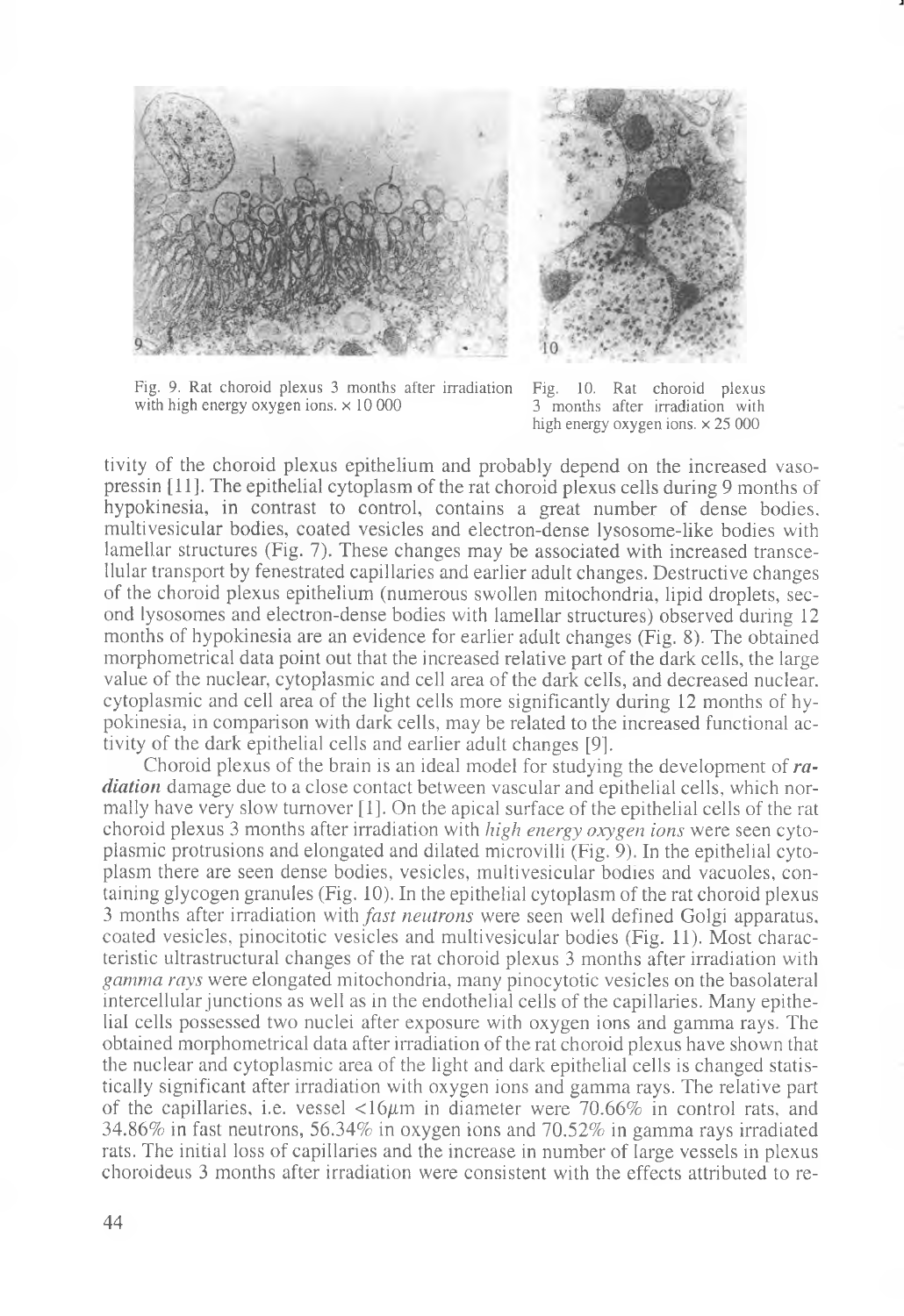Fig. 9. Rat choroid plexus 3 months after irradiation with high energy oxygen ions. × 10 000

Fig. 10. Rat choroid plexus 3 months after irradiation with high energy oxygen ions. × 25 000

tivity of the choroid plexus epithelium and probably depend on the increased vasopressin [11]. The epithelial cytoplasm of the rat choroid plexus cells during 9 months of hypokinesia, in contrast to control, contains a great number of dense bodies, multivesicular bodies, coated vesicles and electron-dense lysosome-like bodies with lamellar structures (Fig. 7). These changes may be associated with increased transcellular transport by fenestrated capillaries and earlier adult changes. Destructive changes of the choroid plexus epithelium (numerous swollen mitochondria, lipid droplets, second lysosomes and electron-dense bodies with lamellar structures) observed during 12 months of hypokinesia are an evidence for earlier adult changes (Fig. 8). The obtained morphometrical data point out that the increased relative part of the dark cells, the large value of the nuclear, cytoplasmic and cell area of the dark cells, and decreased nuclear, cytoplasmic and cell area of the light cells more significantly during 12 months of hypokinesia, in comparison with dark cells, may be related to the increased functional activity of the dark epithelial cells and earlier adult changes [9].

Choroid plexus of the brain is an ideal model for studying the development of ***radiation*** damage due to a close contact between vascular and epithelial cells, which normally have very slow turnover [1]. On the apical surface of the epithelial cells of the rat choroid plexus 3 months after irradiation with *high energy oxygen ions* were seen cytoplasmic protrusions and elongated and dilated microvilli (Fig. 9). In the epithelial cytoplasm there are seen dense bodies, vesicles, multivesicular bodies and vacuoles, containing glycogen granules (Fig. 10). In the epithelial cytoplasm of the rat choroid plexus 3 months after irradiation with *fast neutrons* were seen well defined Golgi apparatus, coated vesicles, pinocitotic vesicles and multivesicular bodies (Fig. 11). Most characteristic ultrastructural changes of the rat choroid plexus 3 months after irradiation with *gamma rays* were elongated mitochondria, many pinocytotic vesicles on the basolateral intercellular junctions as well as in the endothelial cells of the capillaries. Many epithelial cells possessed two nuclei after exposure with oxygen ions and gamma rays. The obtained morphometrical data after irradiation of the rat choroid plexus have shown that the nuclear and cytoplasmic area of the light and dark epithelial cells is changed statistically significant after irradiation with oxygen ions and gamma rays. The relative part of the capillaries, i.e. vessel $<16\mu m$ in diameter were 70.66% in control rats, and 34.86% in fast neutrons, 56.34% in oxygen ions and 70.52% in gamma rays irradiated rats. The initial loss of capillaries and the increase in number of large vessels in plexus choroideus 3 months after irradiation were consistent with the effects attributed to re-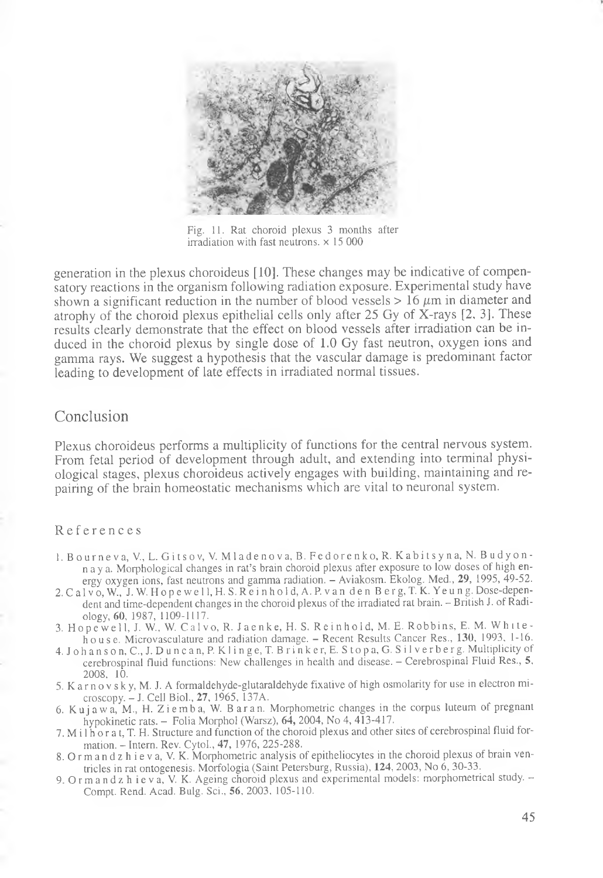Fig. 11. Rat choroid plexus 3 months after irradiation with fast neutrons. × 15 000

generation in the plexus choroideus [10]. These changes may be indicative of compensatory reactions in the organism following radiation exposure. Experimental study have shown a significant reduction in the number of blood vessels > 16 $\mu$m in diameter and atrophy of the choroid plexus epithelial cells only after 25 Gy of X-rays [2, 3]. These results clearly demonstrate that the effect on blood vessels after irradiation can be induced in the choroid plexus by single dose of 1.0 Gy fast neutron, oxygen ions and gamma rays. We suggest a hypothesis that the vascular damage is predominant factor leading to development of late effects in irradiated normal tissues.

## Conclusion

Plexus choroideus performs a multiplicity of functions for the central nervous system. From fetal period of development through adult, and extending into terminal physiological stages, plexus choroideus actively engages with building, maintaining and repairing of the brain homeostatic mechanisms which are vital to neuronal system.

### References

1. Bourneva, V., L. Gitsov, V. Mladenova, B. Fedorenko, R. Kabitsyna, N. Budyonnaya. Morphological changes in rat's brain choroid plexus after exposure to low doses of high energy oxygen ions, fast neutrons and gamma radiation. – Aviakosm. Ekolog. Med., **29**, 1995, 49-52.
2. Calvo, W., J. W. Hopewell, H. S. Reinhold, A. P. van den Berg, T. K. Yeung. Dose-dependent and time-dependent changes in the choroid plexus of the irradiated rat brain. – British J. of Radiology, **60**, 1987, 1109-1117.
3. Hopewell, J. W., W. Calvo, R. Jaenke, H. S. Reinhold, M. E. Robbins, E. M. Whitehouse. Microvasculature and radiation damage. – Recent Results Cancer Res., **130**, 1993, 1-16.
4. Johanson, C., J. Duncan, P. Klinge, T. Brinker, E. Stopa, G. Silverberg. Multiplicity of cerebrospinal fluid functions: New challenges in health and disease. – Cerebrospinal Fluid Res., **5**, 2008, 10.
5. Karnovsky, M. J. A formaldehyde-glutaraldehyde fixative of high osmolarity for use in electron microscopy. – J. Cell Biol., **27**, 1965, 137A.
6. Kujawa, M., H. Ziemba, W. Baran. Morphometric changes in the corpus luteum of pregnant hypokinetic rats. – Folia Morphol (Warsz), **64**, 2004, No 4, 413-417.
7. Milhorat, T. H. Structure and function of the choroid plexus and other sites of cerebrospinal fluid formation. – Intern. Rev. Cytol., **47**, 1976, 225-288.
8. Ormandzhieva, V. K. Morphometric analysis of epitheliocytes in the choroid plexus of brain ventricles in rat ontogenesis. Morfologia (Saint Petersburg, Russia), **124**, 2003, No 6, 30-33.
9. Ormandzhieva, V. K. Ageing choroid plexus and experimental models: morphometrical study. – Compt. Rend. Acad. Bulg. Sci., **56**, 2003, 105-110.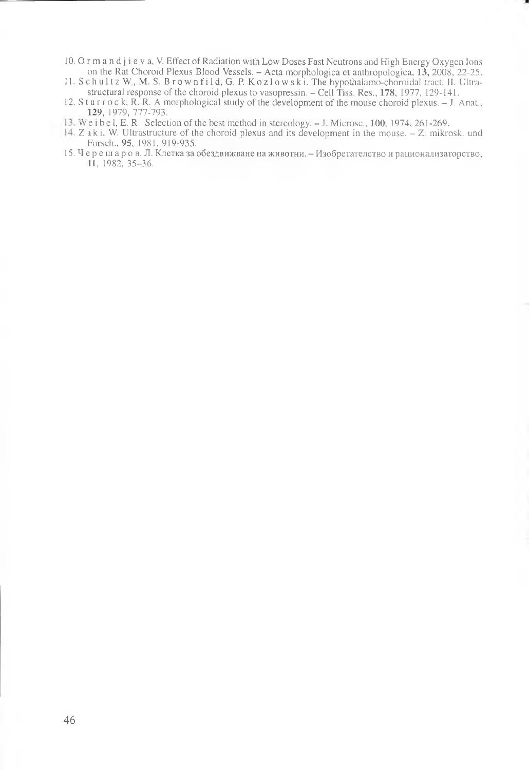10. O r m a n d j i e v a, V. Effect of Radiation with Low Doses Fast Neutrons and High Energy Oxygen Ions on the Rat Choroid Plexus Blood Vessels. – Acta morphologica et anthropologica, **13**, 2008, 22-25.
11. S c h u l t z W., M. S. B r o w n f i l d, G. P. K o z l o w s k i. The hypothalamo-choroidal tract. II. Ultrastructural response of the choroid plexus to vasopressin. – Cell Tiss. Res., **178**, 1977, 129-141.
12. S t u r r o c k, R. R. A morphological study of the development of the mouse choroid plexus. – J. Anat., **129**, 1979, 777-793.
13. W e i b e l, E. R. Selection of the best method in stereology. – J. Microsc., **100**, 1974, 261-269.
14. Z a k i, W. Ultrastructure of the choroid plexus and its development in the mouse. – Z. mikrosk. und Forsch., **95**, 1981, 919-935.
15. Ч е р е ш а р о в. Л. Клетка за обездвижване на животни. – Изобретателство и рационализаторство, **11**, 1982, 35–36.